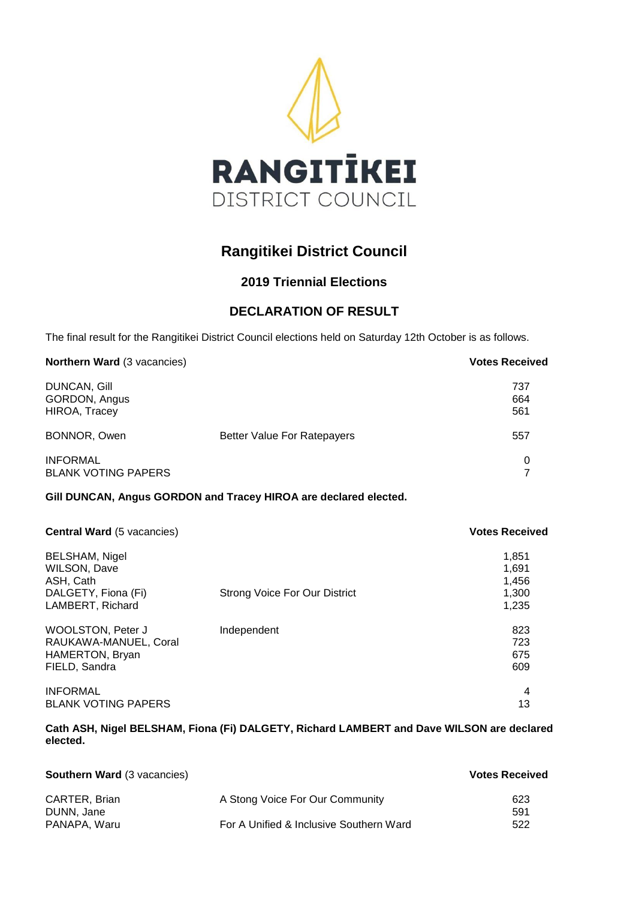# Rangitikei District Council

## 2019 Triennial Elections

## DECLARATION OF RESULT

The final result for the Rangitikei District Council elections held on Saturday 12th October is as follows.

| **Northern Ward** (3 vacancies) | | **Votes Received** |
|---|---|---|
| DUNCAN, Gill | | 737 |
| GORDON, Angus | | 664 |
| HIROA, Tracey | | 561 |
| BONNOR, Owen | Better Value For Ratepayers | 557 |
| INFORMAL | | 0 |
| BLANK VOTING PAPERS | | 7 |

**Gill DUNCAN, Angus GORDON and Tracey HIROA are declared elected.**

| **Central Ward** (5 vacancies) | | **Votes Received** |
|---|---|---|
| BELSHAM, Nigel | | 1,851 |
| WILSON, Dave | | 1,691 |
| ASH, Cath | | 1,456 |
| DALGETY, Fiona (Fi) | Strong Voice For Our District | 1,300 |
| LAMBERT, Richard | | 1,235 |
| WOOLSTON, Peter J | Independent | 823 |
| RAUKAWA-MANUEL, Coral | | 723 |
| HAMERTON, Bryan | | 675 |
| FIELD, Sandra | | 609 |
| INFORMAL | | 4 |
| BLANK VOTING PAPERS | | 13 |

**Cath ASH, Nigel BELSHAM, Fiona (Fi) DALGETY, Richard LAMBERT and Dave WILSON are declared elected.**

| **Southern Ward** (3 vacancies) | | **Votes Received** |
|---|---|---|
| CARTER, Brian | A Stong Voice For Our Community | 623 |
| DUNN, Jane | | 591 |
| PANAPA, Waru | For A Unified & Inclusive Southern Ward | 522 |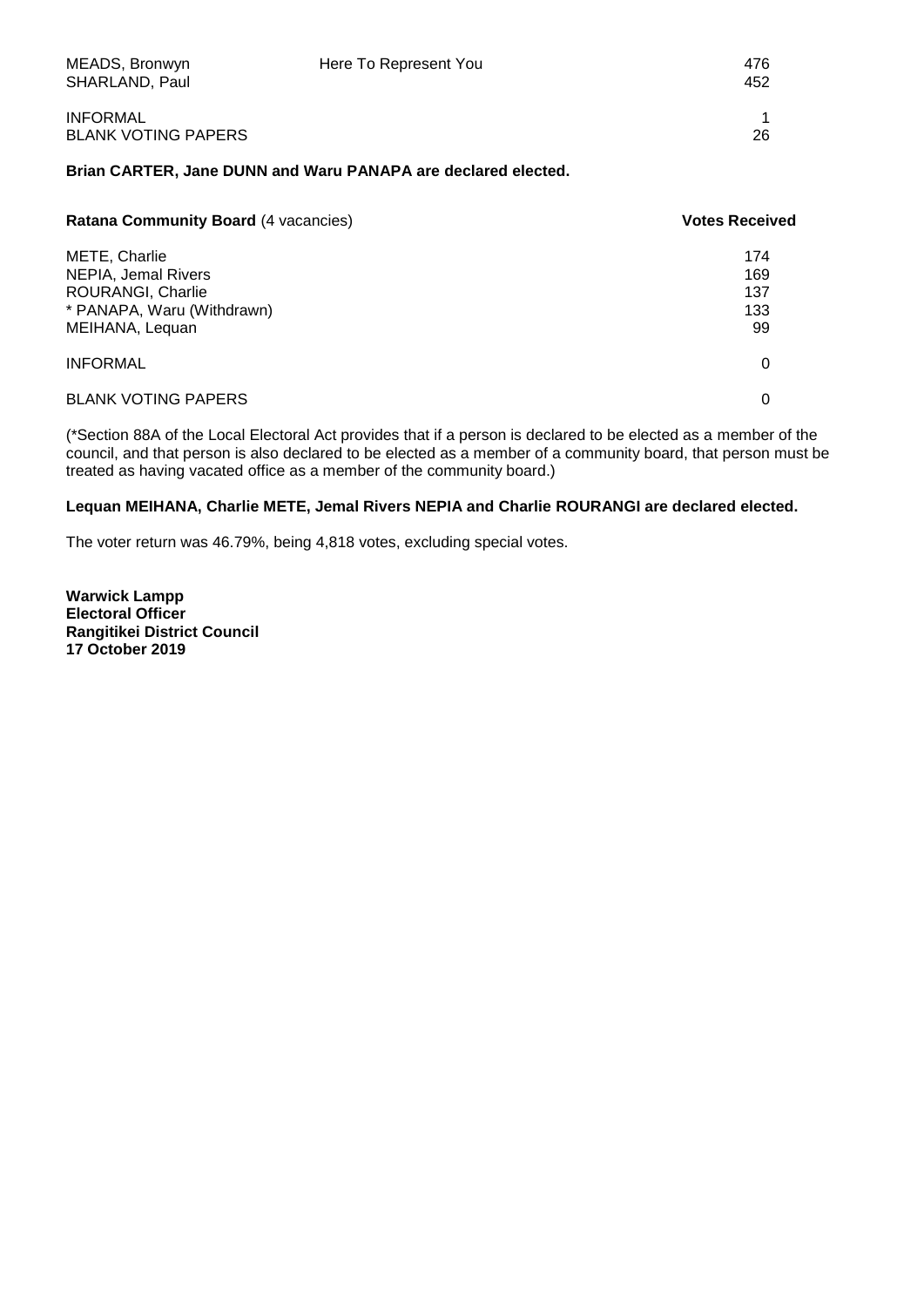| | | |
|---|---|---|
| MEADS, Bronwyn | Here To Represent You | 476 |
| SHARLAND, Paul | | 452 |
| INFORMAL | | 1 |
| BLANK VOTING PAPERS | | 26 |

**Brian CARTER, Jane DUNN and Waru PANAPA are declared elected.**

| **Ratana Community Board** (4 vacancies) | **Votes Received** |
|---|---|
| METE, Charlie | 174 |
| NEPIA, Jemal Rivers | 169 |
| ROURANGI, Charlie | 137 |
| * PANAPA, Waru (Withdrawn) | 133 |
| MEIHANA, Lequan | 99 |
| INFORMAL | 0 |
| BLANK VOTING PAPERS | 0 |

(*Section 88A of the Local Electoral Act provides that if a person is declared to be elected as a member of the council, and that person is also declared to be elected as a member of a community board, that person must be treated as having vacated office as a member of the community board.)

**Lequan MEIHANA, Charlie METE, Jemal Rivers NEPIA and Charlie ROURANGI are declared elected.**

The voter return was 46.79%, being 4,818 votes, excluding special votes.

**Warwick Lampp**
**Electoral Officer**
**Rangitikei District Council**
**17 October 2019**